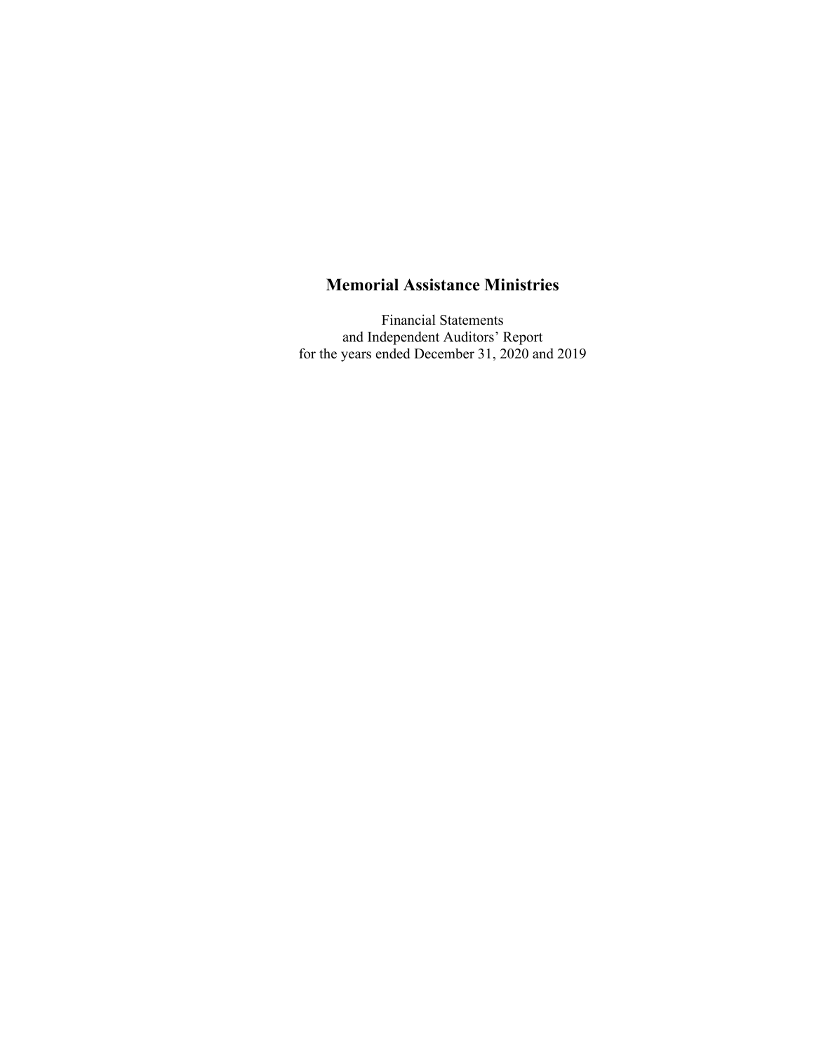# Memorial Assistance Ministries

Financial Statements
and Independent Auditors' Report
for the years ended December 31, 2020 and 2019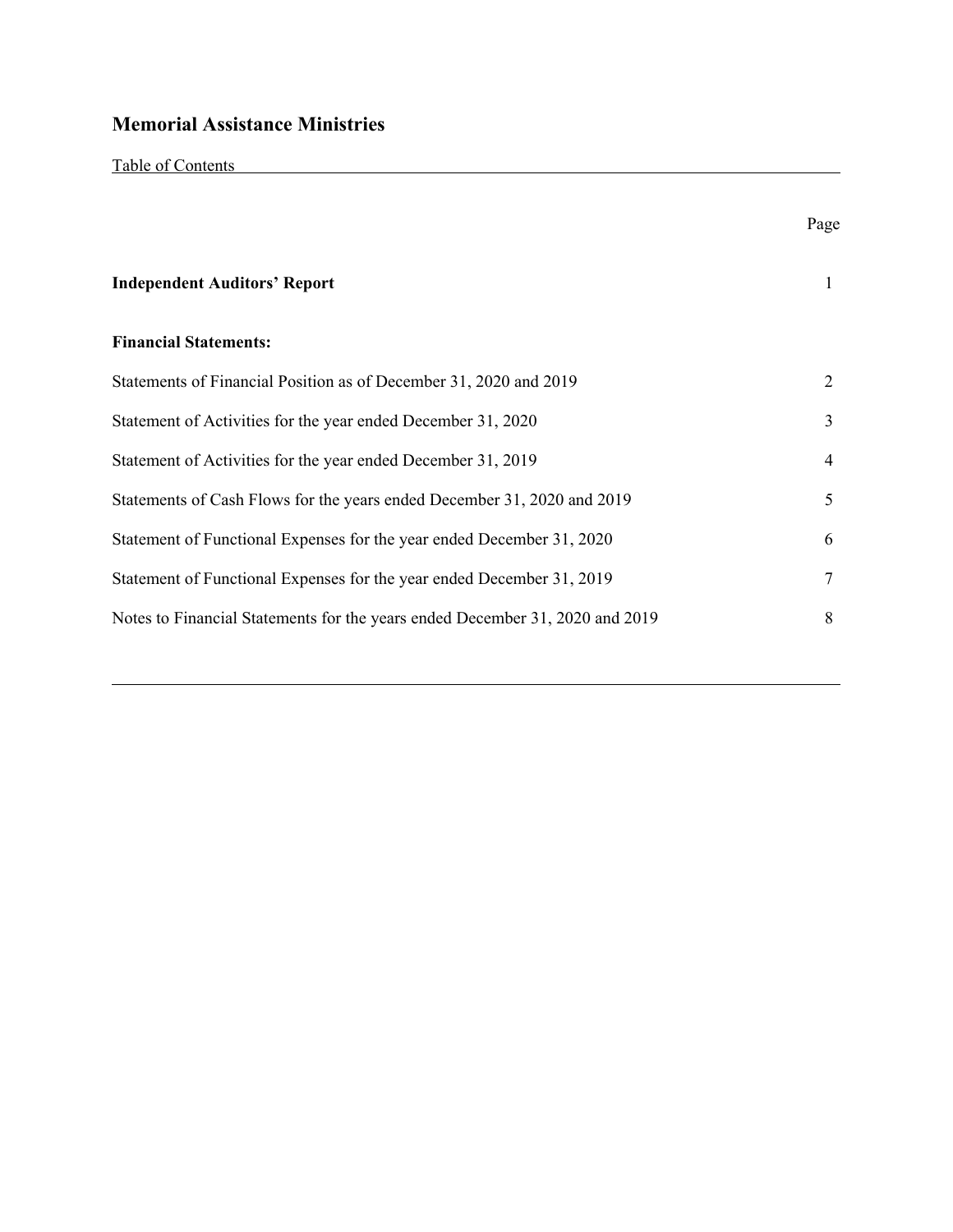# Memorial Assistance Ministries

Table of Contents

| | Page |
|---|---|
| **Independent Auditors' Report** | 1 |
| **Financial Statements:** | |
| Statements of Financial Position as of December 31, 2020 and 2019 | 2 |
| Statement of Activities for the year ended December 31, 2020 | 3 |
| Statement of Activities for the year ended December 31, 2019 | 4 |
| Statements of Cash Flows for the years ended December 31, 2020 and 2019 | 5 |
| Statement of Functional Expenses for the year ended December 31, 2020 | 6 |
| Statement of Functional Expenses for the year ended December 31, 2019 | 7 |
| Notes to Financial Statements for the years ended December 31, 2020 and 2019 | 8 |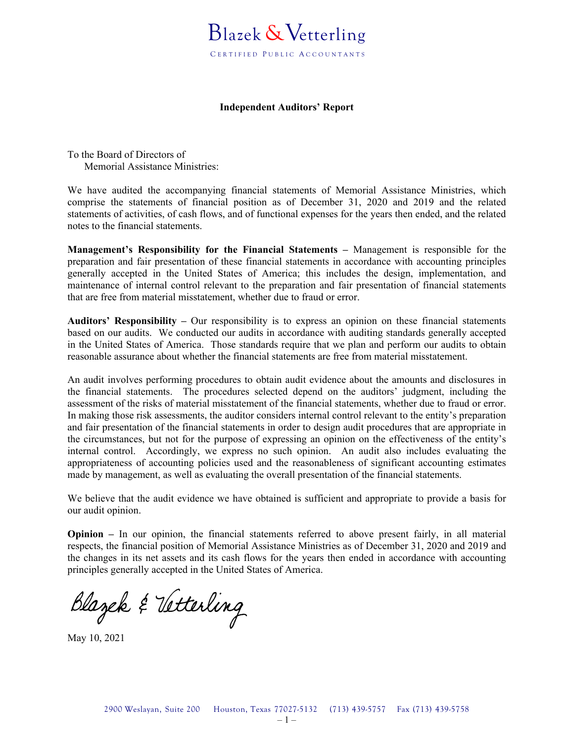Blazek & Vetterling

CERTIFIED PUBLIC ACCOUNTANTS

## Independent Auditors' Report

To the Board of Directors of
Memorial Assistance Ministries:

We have audited the accompanying financial statements of Memorial Assistance Ministries, which comprise the statements of financial position as of December 31, 2020 and 2019 and the related statements of activities, of cash flows, and of functional expenses for the years then ended, and the related notes to the financial statements.

**Management's Responsibility for the Financial Statements –** Management is responsible for the preparation and fair presentation of these financial statements in accordance with accounting principles generally accepted in the United States of America; this includes the design, implementation, and maintenance of internal control relevant to the preparation and fair presentation of financial statements that are free from material misstatement, whether due to fraud or error.

**Auditors' Responsibility –** Our responsibility is to express an opinion on these financial statements based on our audits. We conducted our audits in accordance with auditing standards generally accepted in the United States of America. Those standards require that we plan and perform our audits to obtain reasonable assurance about whether the financial statements are free from material misstatement.

An audit involves performing procedures to obtain audit evidence about the amounts and disclosures in the financial statements. The procedures selected depend on the auditors' judgment, including the assessment of the risks of material misstatement of the financial statements, whether due to fraud or error. In making those risk assessments, the auditor considers internal control relevant to the entity's preparation and fair presentation of the financial statements in order to design audit procedures that are appropriate in the circumstances, but not for the purpose of expressing an opinion on the effectiveness of the entity's internal control. Accordingly, we express no such opinion. An audit also includes evaluating the appropriateness of accounting policies used and the reasonableness of significant accounting estimates made by management, as well as evaluating the overall presentation of the financial statements.

We believe that the audit evidence we have obtained is sufficient and appropriate to provide a basis for our audit opinion.

**Opinion –** In our opinion, the financial statements referred to above present fairly, in all material respects, the financial position of Memorial Assistance Ministries as of December 31, 2020 and 2019 and the changes in its net assets and its cash flows for the years then ended in accordance with accounting principles generally accepted in the United States of America.

Blazek & Vetterling

May 10, 2021

2900 Weslayan, Suite 200 Houston, Texas 77027-5132 (713) 439-5757 Fax (713) 439-5758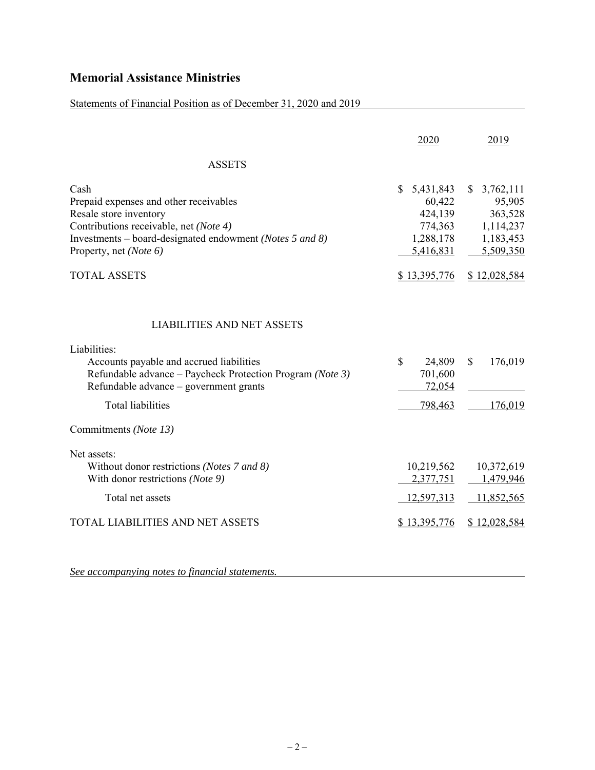# Memorial Assistance Ministries

Statements of Financial Position as of December 31, 2020 and 2019

| | 2020 | 2019 |
|---|---|---|
| **ASSETS** | | |
| Cash | $ 5,431,843 | $ 3,762,111 |
| Prepaid expenses and other receivables | 60,422 | 95,905 |
| Resale store inventory | 424,139 | 363,528 |
| Contributions receivable, net *(Note 4)* | 774,363 | 1,114,237 |
| Investments – board-designated endowment *(Notes 5 and 8)* | 1,288,178 | 1,183,453 |
| Property, net *(Note 6)* | 5,416,831 | 5,509,350 |
| TOTAL ASSETS | $ 13,395,776 | $ 12,028,584 |
| **LIABILITIES AND NET ASSETS** | | |
| Liabilities: | | |
| Accounts payable and accrued liabilities | $ 24,809 | $ 176,019 |
| Refundable advance – Paycheck Protection Program *(Note 3)* | 701,600 | |
| Refundable advance – government grants | 72,054 | |
| Total liabilities | 798,463 | 176,019 |
| Commitments *(Note 13)* | | |
| Net assets: | | |
| Without donor restrictions *(Notes 7 and 8)* | 10,219,562 | 10,372,619 |
| With donor restrictions *(Note 9)* | 2,377,751 | 1,479,946 |
| Total net assets | 12,597,313 | 11,852,565 |
| TOTAL LIABILITIES AND NET ASSETS | $ 13,395,776 | $ 12,028,584 |

*See accompanying notes to financial statements.*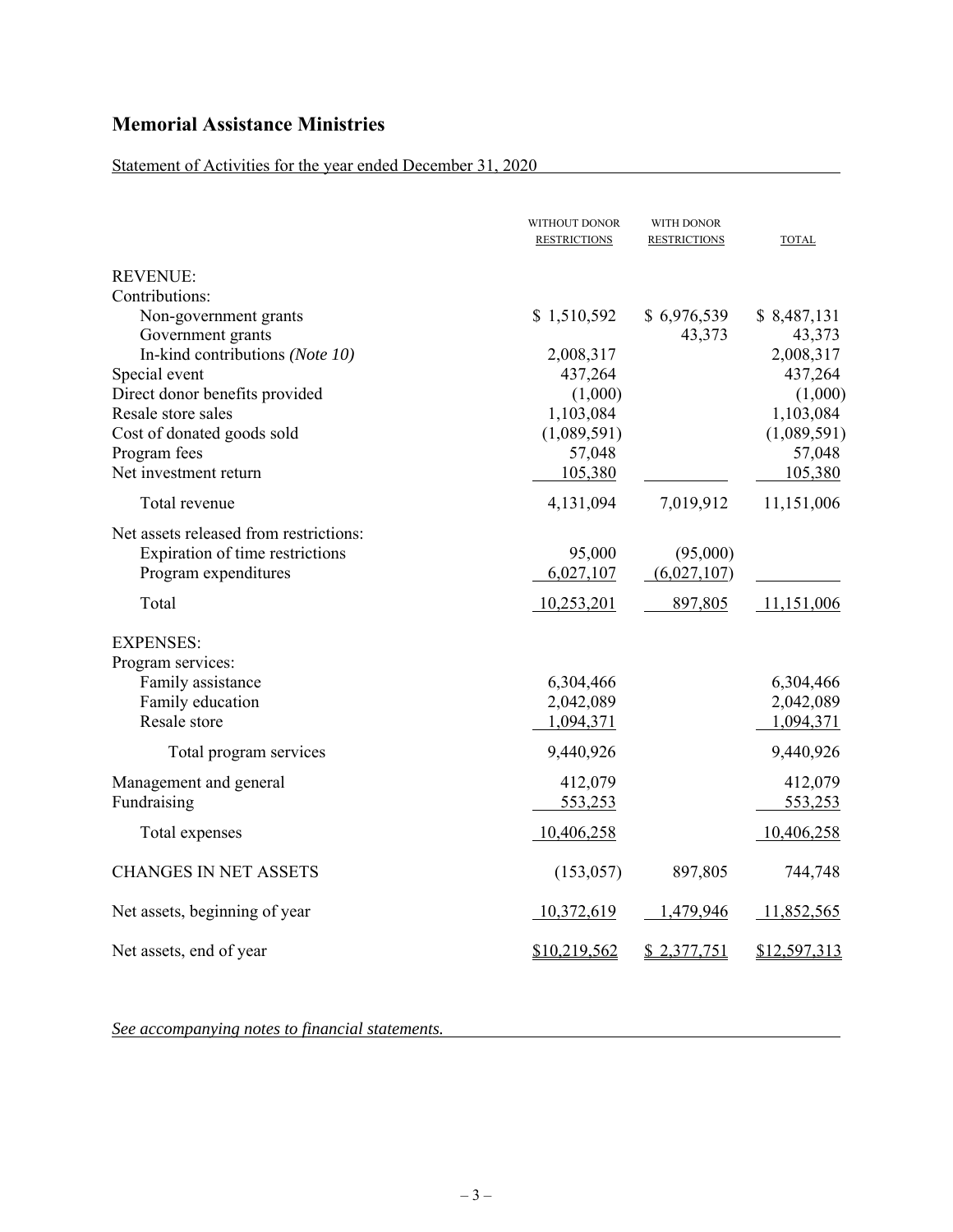# Memorial Assistance Ministries

Statement of Activities for the year ended December 31, 2020

| | WITHOUT DONOR RESTRICTIONS | WITH DONOR RESTRICTIONS | TOTAL |
|---|---|---|---|
| REVENUE: | | | |
| Contributions: | | | |
| Non-government grants | $ 1,510,592 | $ 6,976,539 | $ 8,487,131 |
| Government grants | | 43,373 | 43,373 |
| In-kind contributions *(Note 10)* | 2,008,317 | | 2,008,317 |
| Special event | 437,264 | | 437,264 |
| Direct donor benefits provided | (1,000) | | (1,000) |
| Resale store sales | 1,103,084 | | 1,103,084 |
| Cost of donated goods sold | (1,089,591) | | (1,089,591) |
| Program fees | 57,048 | | 57,048 |
| Net investment return | 105,380 | | 105,380 |
| Total revenue | 4,131,094 | 7,019,912 | 11,151,006 |
| Net assets released from restrictions: | | | |
| Expiration of time restrictions | 95,000 | (95,000) | |
| Program expenditures | 6,027,107 | (6,027,107) | |
| Total | 10,253,201 | 897,805 | 11,151,006 |
| EXPENSES: | | | |
| Program services: | | | |
| Family assistance | 6,304,466 | | 6,304,466 |
| Family education | 2,042,089 | | 2,042,089 |
| Resale store | 1,094,371 | | 1,094,371 |
| Total program services | 9,440,926 | | 9,440,926 |
| Management and general | 412,079 | | 412,079 |
| Fundraising | 553,253 | | 553,253 |
| Total expenses | 10,406,258 | | 10,406,258 |
| CHANGES IN NET ASSETS | (153,057) | 897,805 | 744,748 |
| Net assets, beginning of year | 10,372,619 | 1,479,946 | 11,852,565 |
| Net assets, end of year | $10,219,562 | $ 2,377,751 | $12,597,313 |

*See accompanying notes to financial statements.*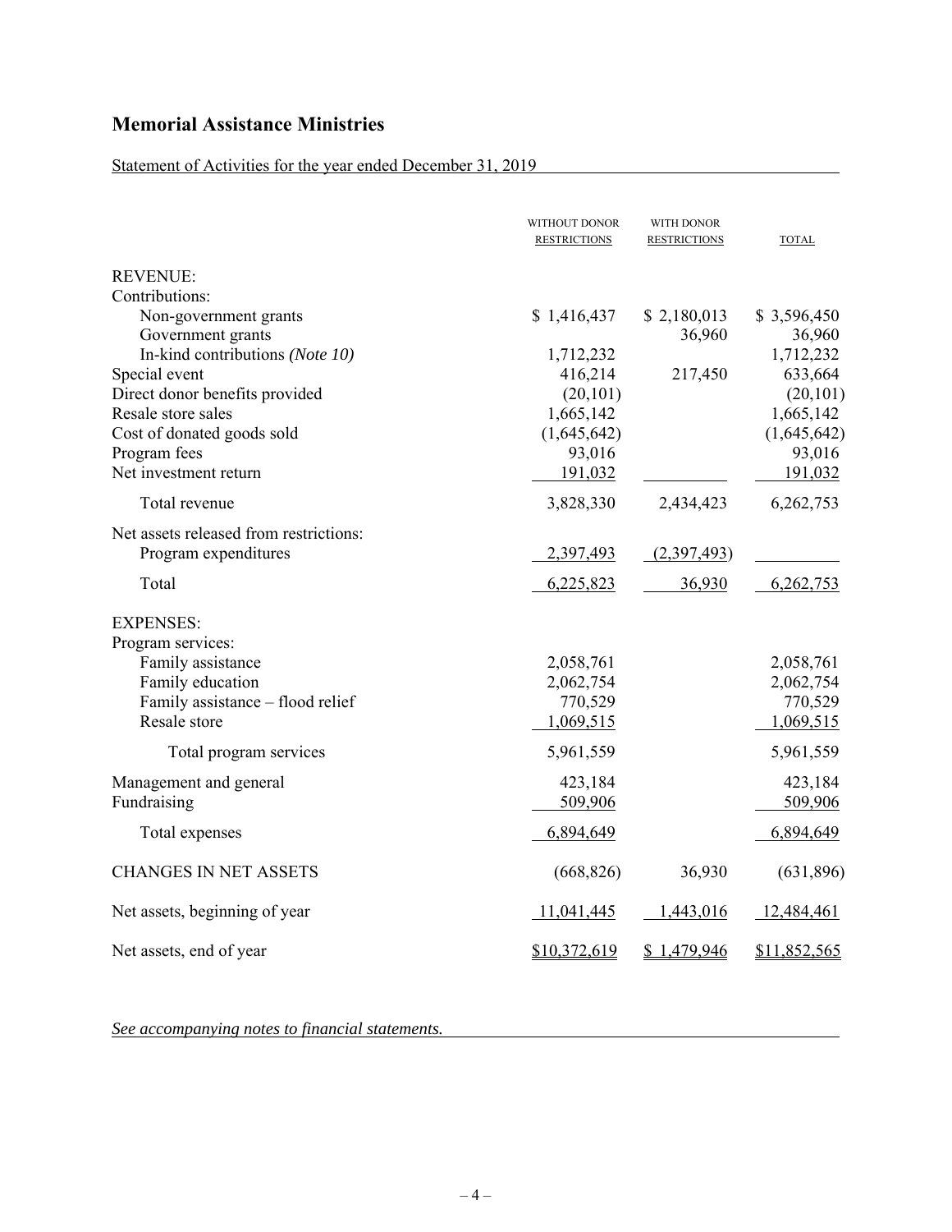# Memorial Assistance Ministries

Statement of Activities for the year ended December 31, 2019

| | WITHOUT DONOR RESTRICTIONS | WITH DONOR RESTRICTIONS | TOTAL |
|---|---|---|---|
| REVENUE: | | | |
| Contributions: | | | |
| Non-government grants | $ 1,416,437 | $ 2,180,013 | $ 3,596,450 |
| Government grants | | 36,960 | 36,960 |
| In-kind contributions *(Note 10)* | 1,712,232 | | 1,712,232 |
| Special event | 416,214 | 217,450 | 633,664 |
| Direct donor benefits provided | (20,101) | | (20,101) |
| Resale store sales | 1,665,142 | | 1,665,142 |
| Cost of donated goods sold | (1,645,642) | | (1,645,642) |
| Program fees | 93,016 | | 93,016 |
| Net investment return | 191,032 | | 191,032 |
| Total revenue | 3,828,330 | 2,434,423 | 6,262,753 |
| Net assets released from restrictions: | | | |
| Program expenditures | 2,397,493 | (2,397,493) | |
| Total | 6,225,823 | 36,930 | 6,262,753 |
| EXPENSES: | | | |
| Program services: | | | |
| Family assistance | 2,058,761 | | 2,058,761 |
| Family education | 2,062,754 | | 2,062,754 |
| Family assistance – flood relief | 770,529 | | 770,529 |
| Resale store | 1,069,515 | | 1,069,515 |
| Total program services | 5,961,559 | | 5,961,559 |
| Management and general | 423,184 | | 423,184 |
| Fundraising | 509,906 | | 509,906 |
| Total expenses | 6,894,649 | | 6,894,649 |
| CHANGES IN NET ASSETS | (668,826) | 36,930 | (631,896) |
| Net assets, beginning of year | 11,041,445 | 1,443,016 | 12,484,461 |
| Net assets, end of year | $10,372,619 | $ 1,479,946 | $11,852,565 |

*See accompanying notes to financial statements.*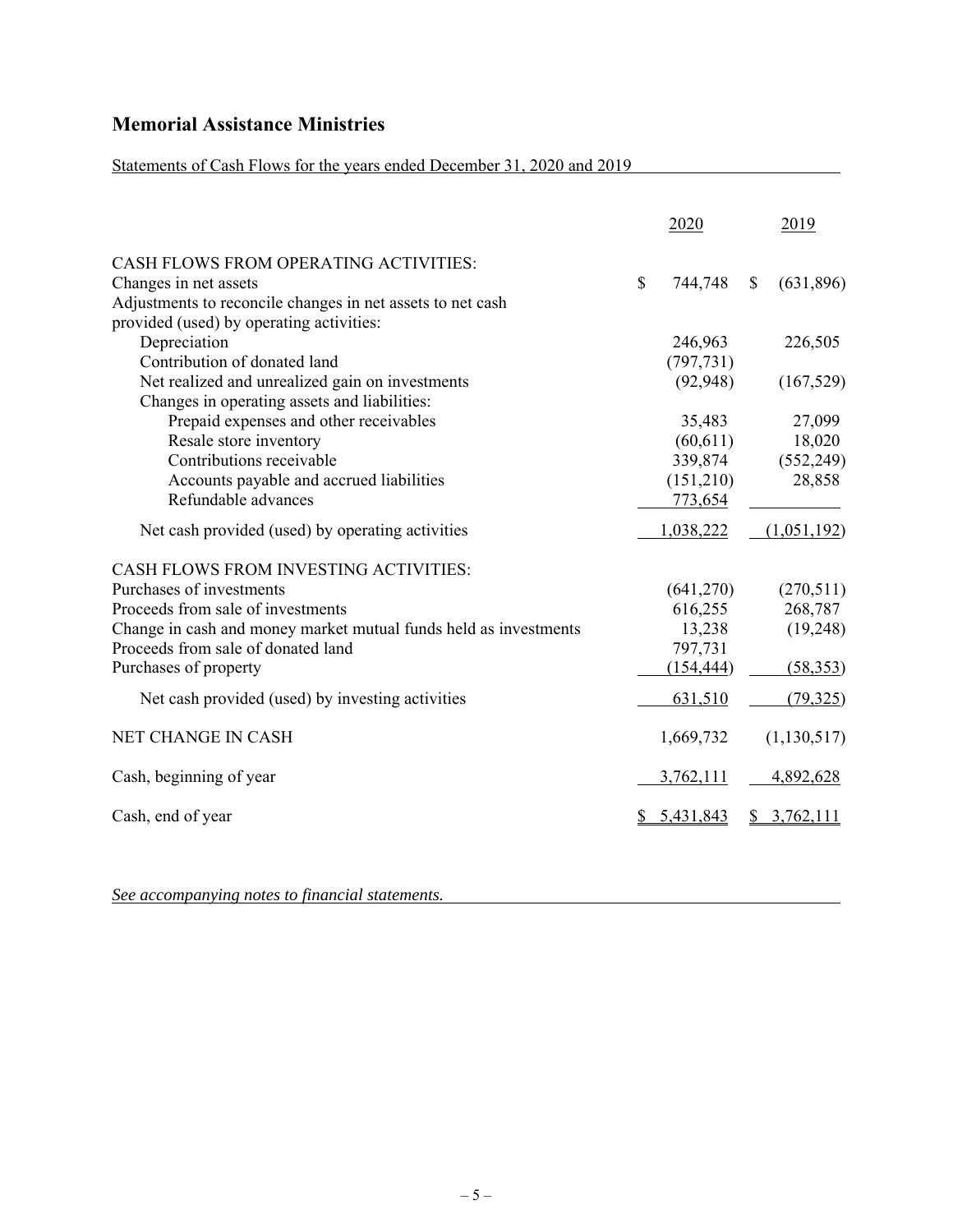# Memorial Assistance Ministries

Statements of Cash Flows for the years ended December 31, 2020 and 2019

| | 2020 | 2019 |
|---|---|---|
| CASH FLOWS FROM OPERATING ACTIVITIES: | | |
| Changes in net assets | $ 744,748 | $ (631,896) |
| Adjustments to reconcile changes in net assets to net cash provided (used) by operating activities: | | |
| Depreciation | 246,963 | 226,505 |
| Contribution of donated land | (797,731) | |
| Net realized and unrealized gain on investments | (92,948) | (167,529) |
| Changes in operating assets and liabilities: | | |
| Prepaid expenses and other receivables | 35,483 | 27,099 |
| Resale store inventory | (60,611) | 18,020 |
| Contributions receivable | 339,874 | (552,249) |
| Accounts payable and accrued liabilities | (151,210) | 28,858 |
| Refundable advances | 773,654 | |
| Net cash provided (used) by operating activities | 1,038,222 | (1,051,192) |
| CASH FLOWS FROM INVESTING ACTIVITIES: | | |
| Purchases of investments | (641,270) | (270,511) |
| Proceeds from sale of investments | 616,255 | 268,787 |
| Change in cash and money market mutual funds held as investments | 13,238 | (19,248) |
| Proceeds from sale of donated land | 797,731 | |
| Purchases of property | (154,444) | (58,353) |
| Net cash provided (used) by investing activities | 631,510 | (79,325) |
| NET CHANGE IN CASH | 1,669,732 | (1,130,517) |
| Cash, beginning of year | 3,762,111 | 4,892,628 |
| Cash, end of year | $ 5,431,843 | $ 3,762,111 |

*See accompanying notes to financial statements.*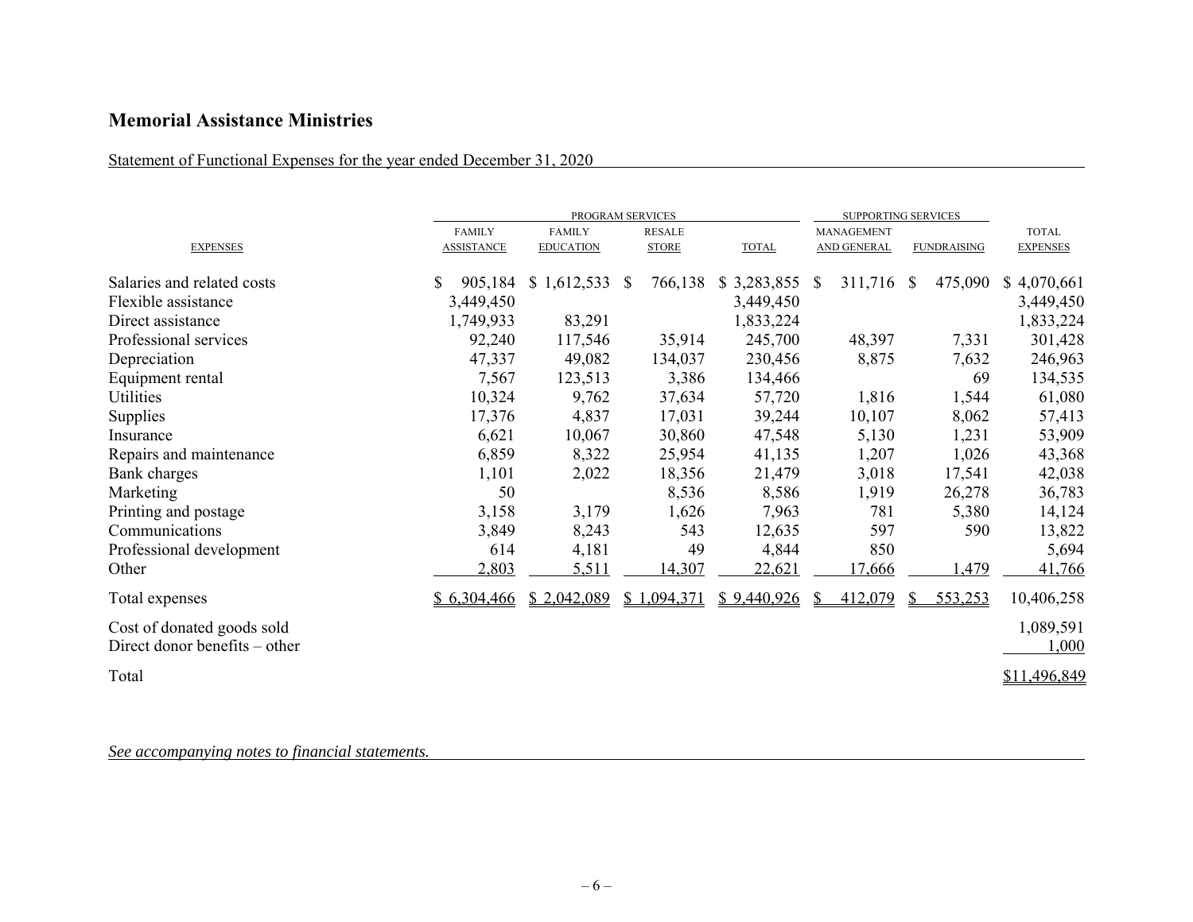# Memorial Assistance Ministries

Statement of Functional Expenses for the year ended December 31, 2020

| | PROGRAM SERVICES | | | | SUPPORTING SERVICES | | |
|---|---|---|---|---|---|---|---|
| EXPENSES | FAMILY ASSISTANCE | FAMILY EDUCATION | RESALE STORE | TOTAL | MANAGEMENT AND GENERAL | FUNDRAISING | TOTAL EXPENSES |
| Salaries and related costs | $ 905,184 | $ 1,612,533 | $ 766,138 | $ 3,283,855 | $ 311,716 | $ 475,090 | $ 4,070,661 |
| Flexible assistance | 3,449,450 | | | 3,449,450 | | | 3,449,450 |
| Direct assistance | 1,749,933 | 83,291 | | 1,833,224 | | | 1,833,224 |
| Professional services | 92,240 | 117,546 | 35,914 | 245,700 | 48,397 | 7,331 | 301,428 |
| Depreciation | 47,337 | 49,082 | 134,037 | 230,456 | 8,875 | 7,632 | 246,963 |
| Equipment rental | 7,567 | 123,513 | 3,386 | 134,466 | | 69 | 134,535 |
| Utilities | 10,324 | 9,762 | 37,634 | 57,720 | 1,816 | 1,544 | 61,080 |
| Supplies | 17,376 | 4,837 | 17,031 | 39,244 | 10,107 | 8,062 | 57,413 |
| Insurance | 6,621 | 10,067 | 30,860 | 47,548 | 5,130 | 1,231 | 53,909 |
| Repairs and maintenance | 6,859 | 8,322 | 25,954 | 41,135 | 1,207 | 1,026 | 43,368 |
| Bank charges | 1,101 | 2,022 | 18,356 | 21,479 | 3,018 | 17,541 | 42,038 |
| Marketing | 50 | | 8,536 | 8,586 | 1,919 | 26,278 | 36,783 |
| Printing and postage | 3,158 | 3,179 | 1,626 | 7,963 | 781 | 5,380 | 14,124 |
| Communications | 3,849 | 8,243 | 543 | 12,635 | 597 | 590 | 13,822 |
| Professional development | 614 | 4,181 | 49 | 4,844 | 850 | | 5,694 |
| Other | 2,803 | 5,511 | 14,307 | 22,621 | 17,666 | 1,479 | 41,766 |
| Total expenses | $ 6,304,466 | $ 2,042,089 | $ 1,094,371 | $ 9,440,926 | $ 412,079 | $ 553,253 | 10,406,258 |
| Cost of donated goods sold | | | | | | | 1,089,591 |
| Direct donor benefits – other | | | | | | | 1,000 |
| Total | | | | | | | $11,496,849 |

*See accompanying notes to financial statements.*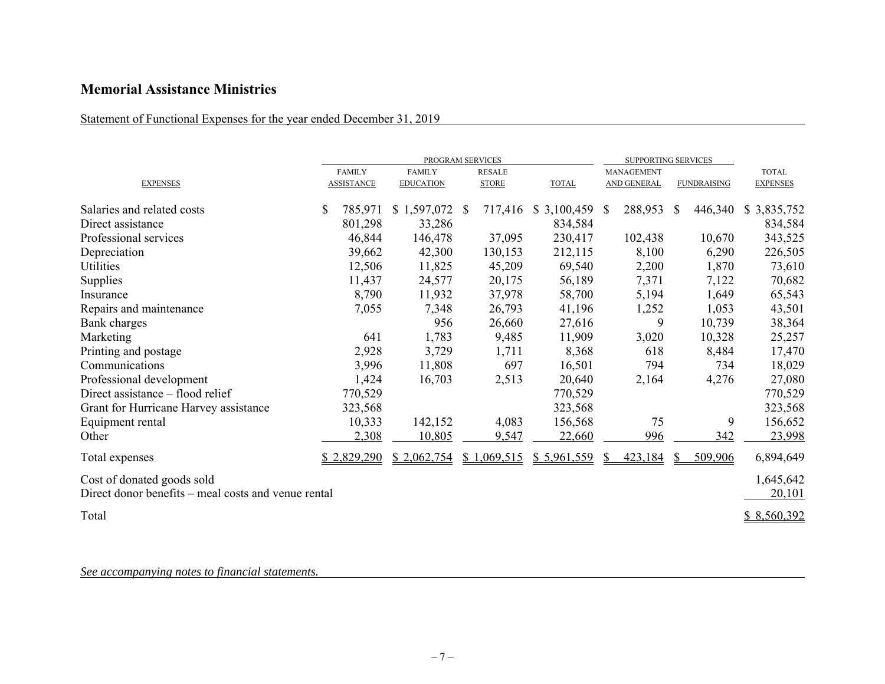# Memorial Assistance Ministries

Statement of Functional Expenses for the year ended December 31, 2019

| | PROGRAM SERVICES | | | | SUPPORTING SERVICES | | |
|---|---|---|---|---|---|---|---|
| EXPENSES | FAMILY ASSISTANCE | FAMILY EDUCATION | RESALE STORE | TOTAL | MANAGEMENT AND GENERAL | FUNDRAISING | TOTAL EXPENSES |
| Salaries and related costs | $ 785,971 | $ 1,597,072 | $ 717,416 | $ 3,100,459 | $ 288,953 | $ 446,340 | $ 3,835,752 |
| Direct assistance | 801,298 | 33,286 | | 834,584 | | | 834,584 |
| Professional services | 46,844 | 146,478 | 37,095 | 230,417 | 102,438 | 10,670 | 343,525 |
| Depreciation | 39,662 | 42,300 | 130,153 | 212,115 | 8,100 | 6,290 | 226,505 |
| Utilities | 12,506 | 11,825 | 45,209 | 69,540 | 2,200 | 1,870 | 73,610 |
| Supplies | 11,437 | 24,577 | 20,175 | 56,189 | 7,371 | 7,122 | 70,682 |
| Insurance | 8,790 | 11,932 | 37,978 | 58,700 | 5,194 | 1,649 | 65,543 |
| Repairs and maintenance | 7,055 | 7,348 | 26,793 | 41,196 | 1,252 | 1,053 | 43,501 |
| Bank charges | | 956 | 26,660 | 27,616 | 9 | 10,739 | 38,364 |
| Marketing | 641 | 1,783 | 9,485 | 11,909 | 3,020 | 10,328 | 25,257 |
| Printing and postage | 2,928 | 3,729 | 1,711 | 8,368 | 618 | 8,484 | 17,470 |
| Communications | 3,996 | 11,808 | 697 | 16,501 | 794 | 734 | 18,029 |
| Professional development | 1,424 | 16,703 | 2,513 | 20,640 | 2,164 | 4,276 | 27,080 |
| Direct assistance – flood relief | 770,529 | | | 770,529 | | | 770,529 |
| Grant for Hurricane Harvey assistance | 323,568 | | | 323,568 | | | 323,568 |
| Equipment rental | 10,333 | 142,152 | 4,083 | 156,568 | 75 | 9 | 156,652 |
| Other | 2,308 | 10,805 | 9,547 | 22,660 | 996 | 342 | 23,998 |
| Total expenses | $ 2,829,290 | $ 2,062,754 | $ 1,069,515 | $ 5,961,559 | $ 423,184 | $ 509,906 | 6,894,649 |
| Cost of donated goods sold | | | | | | | 1,645,642 |
| Direct donor benefits – meal costs and venue rental | | | | | | | 20,101 |
| Total | | | | | | | $ 8,560,392 |

*See accompanying notes to financial statements.*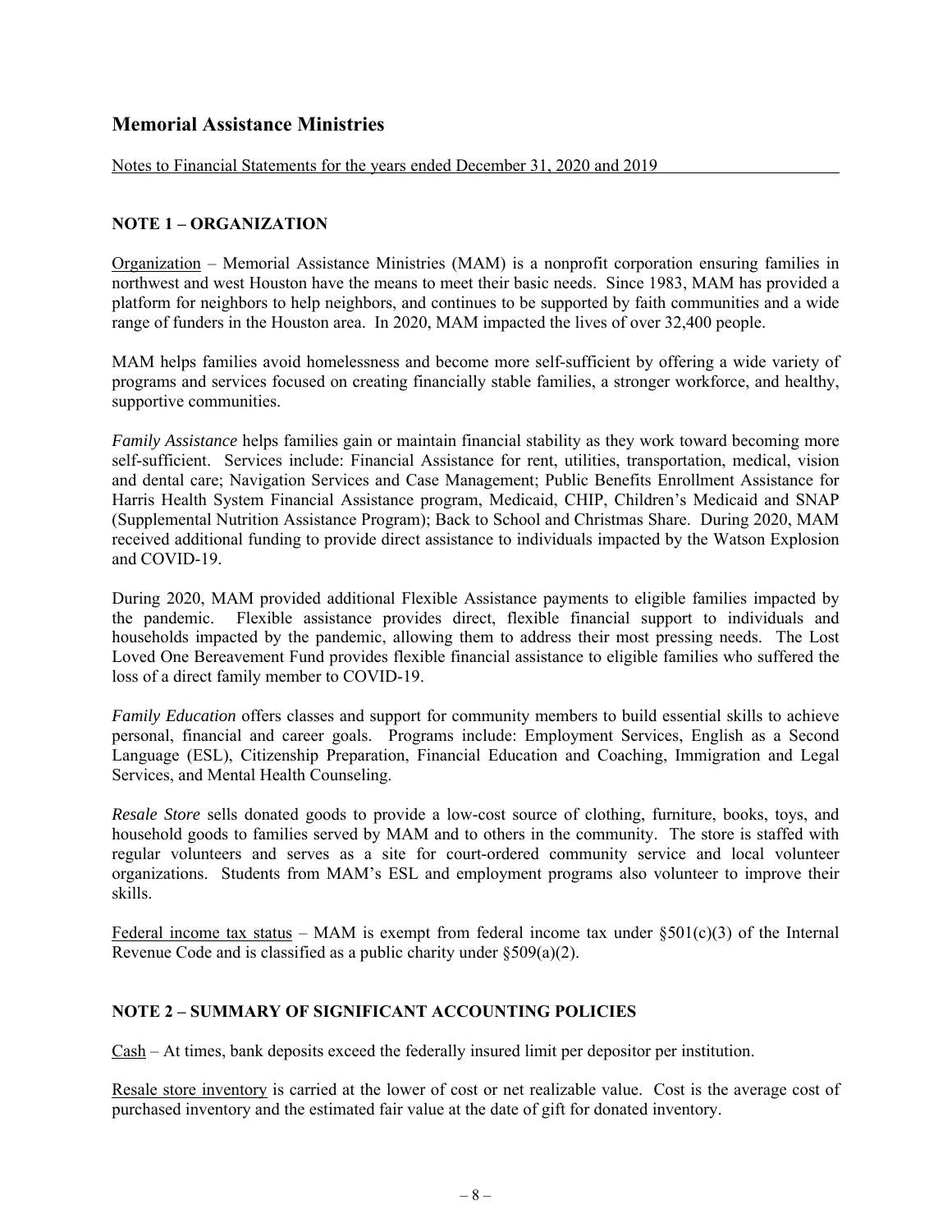## Memorial Assistance Ministries

Notes to Financial Statements for the years ended December 31, 2020 and 2019

### NOTE 1 – ORGANIZATION

Organization – Memorial Assistance Ministries (MAM) is a nonprofit corporation ensuring families in northwest and west Houston have the means to meet their basic needs. Since 1983, MAM has provided a platform for neighbors to help neighbors, and continues to be supported by faith communities and a wide range of funders in the Houston area. In 2020, MAM impacted the lives of over 32,400 people.

MAM helps families avoid homelessness and become more self-sufficient by offering a wide variety of programs and services focused on creating financially stable families, a stronger workforce, and healthy, supportive communities.

*Family Assistance* helps families gain or maintain financial stability as they work toward becoming more self-sufficient. Services include: Financial Assistance for rent, utilities, transportation, medical, vision and dental care; Navigation Services and Case Management; Public Benefits Enrollment Assistance for Harris Health System Financial Assistance program, Medicaid, CHIP, Children's Medicaid and SNAP (Supplemental Nutrition Assistance Program); Back to School and Christmas Share. During 2020, MAM received additional funding to provide direct assistance to individuals impacted by the Watson Explosion and COVID-19.

During 2020, MAM provided additional Flexible Assistance payments to eligible families impacted by the pandemic. Flexible assistance provides direct, flexible financial support to individuals and households impacted by the pandemic, allowing them to address their most pressing needs. The Lost Loved One Bereavement Fund provides flexible financial assistance to eligible families who suffered the loss of a direct family member to COVID-19.

*Family Education* offers classes and support for community members to build essential skills to achieve personal, financial and career goals. Programs include: Employment Services, English as a Second Language (ESL), Citizenship Preparation, Financial Education and Coaching, Immigration and Legal Services, and Mental Health Counseling.

*Resale Store* sells donated goods to provide a low-cost source of clothing, furniture, books, toys, and household goods to families served by MAM and to others in the community. The store is staffed with regular volunteers and serves as a site for court-ordered community service and local volunteer organizations. Students from MAM's ESL and employment programs also volunteer to improve their skills.

Federal income tax status – MAM is exempt from federal income tax under §501(c)(3) of the Internal Revenue Code and is classified as a public charity under §509(a)(2).

### NOTE 2 – SUMMARY OF SIGNIFICANT ACCOUNTING POLICIES

Cash – At times, bank deposits exceed the federally insured limit per depositor per institution.

Resale store inventory is carried at the lower of cost or net realizable value. Cost is the average cost of purchased inventory and the estimated fair value at the date of gift for donated inventory.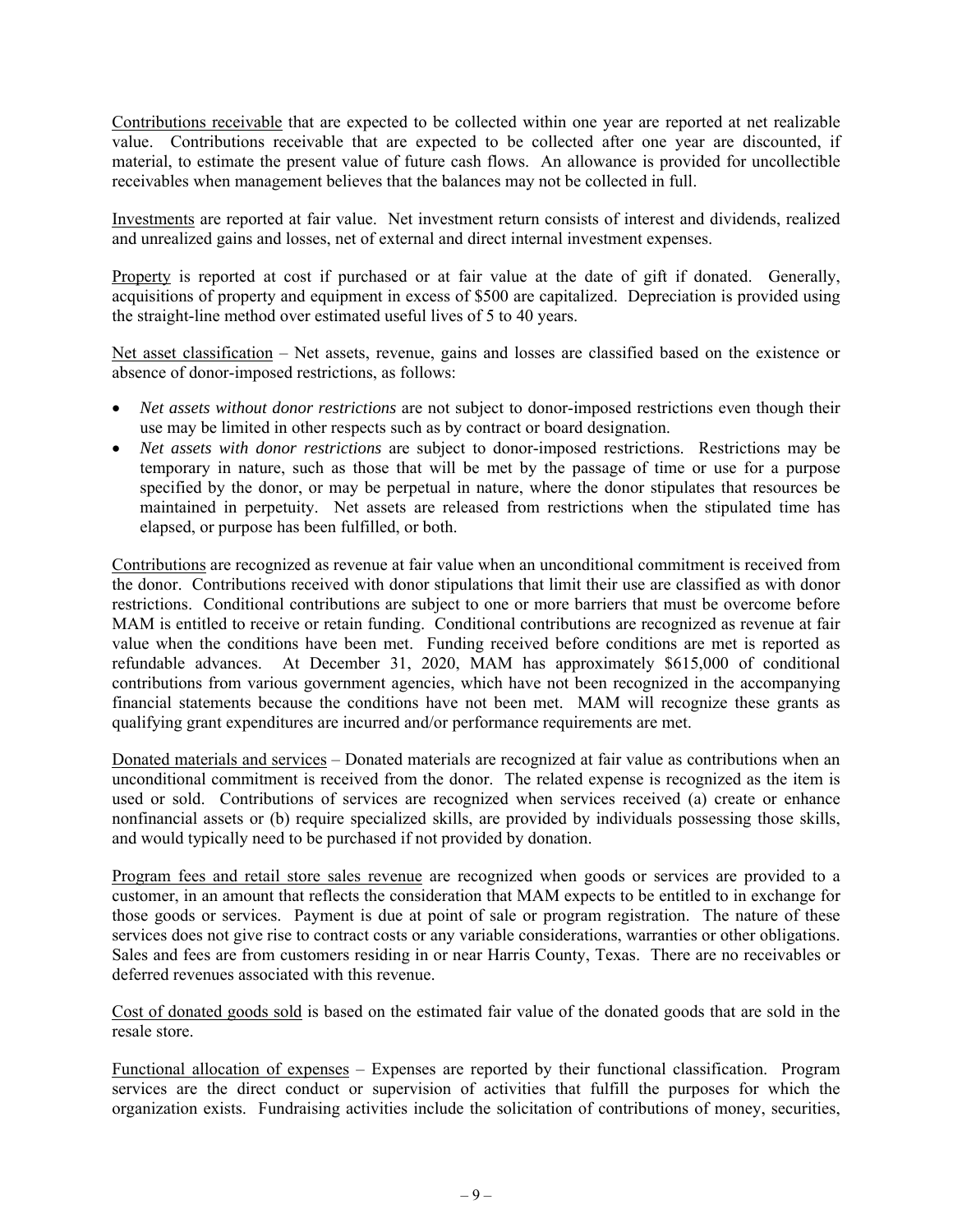Contributions receivable that are expected to be collected within one year are reported at net realizable value. Contributions receivable that are expected to be collected after one year are discounted, if material, to estimate the present value of future cash flows. An allowance is provided for uncollectible receivables when management believes that the balances may not be collected in full.

Investments are reported at fair value. Net investment return consists of interest and dividends, realized and unrealized gains and losses, net of external and direct internal investment expenses.

Property is reported at cost if purchased or at fair value at the date of gift if donated. Generally, acquisitions of property and equipment in excess of $500 are capitalized. Depreciation is provided using the straight-line method over estimated useful lives of 5 to 40 years.

Net asset classification – Net assets, revenue, gains and losses are classified based on the existence or absence of donor-imposed restrictions, as follows:

- *Net assets without donor restrictions* are not subject to donor-imposed restrictions even though their use may be limited in other respects such as by contract or board designation.
- *Net assets with donor restrictions* are subject to donor-imposed restrictions. Restrictions may be temporary in nature, such as those that will be met by the passage of time or use for a purpose specified by the donor, or may be perpetual in nature, where the donor stipulates that resources be maintained in perpetuity. Net assets are released from restrictions when the stipulated time has elapsed, or purpose has been fulfilled, or both.

Contributions are recognized as revenue at fair value when an unconditional commitment is received from the donor. Contributions received with donor stipulations that limit their use are classified as with donor restrictions. Conditional contributions are subject to one or more barriers that must be overcome before MAM is entitled to receive or retain funding. Conditional contributions are recognized as revenue at fair value when the conditions have been met. Funding received before conditions are met is reported as refundable advances. At December 31, 2020, MAM has approximately $615,000 of conditional contributions from various government agencies, which have not been recognized in the accompanying financial statements because the conditions have not been met. MAM will recognize these grants as qualifying grant expenditures are incurred and/or performance requirements are met.

Donated materials and services – Donated materials are recognized at fair value as contributions when an unconditional commitment is received from the donor. The related expense is recognized as the item is used or sold. Contributions of services are recognized when services received (a) create or enhance nonfinancial assets or (b) require specialized skills, are provided by individuals possessing those skills, and would typically need to be purchased if not provided by donation.

Program fees and retail store sales revenue are recognized when goods or services are provided to a customer, in an amount that reflects the consideration that MAM expects to be entitled to in exchange for those goods or services. Payment is due at point of sale or program registration. The nature of these services does not give rise to contract costs or any variable considerations, warranties or other obligations. Sales and fees are from customers residing in or near Harris County, Texas. There are no receivables or deferred revenues associated with this revenue.

Cost of donated goods sold is based on the estimated fair value of the donated goods that are sold in the resale store.

Functional allocation of expenses – Expenses are reported by their functional classification. Program services are the direct conduct or supervision of activities that fulfill the purposes for which the organization exists. Fundraising activities include the solicitation of contributions of money, securities,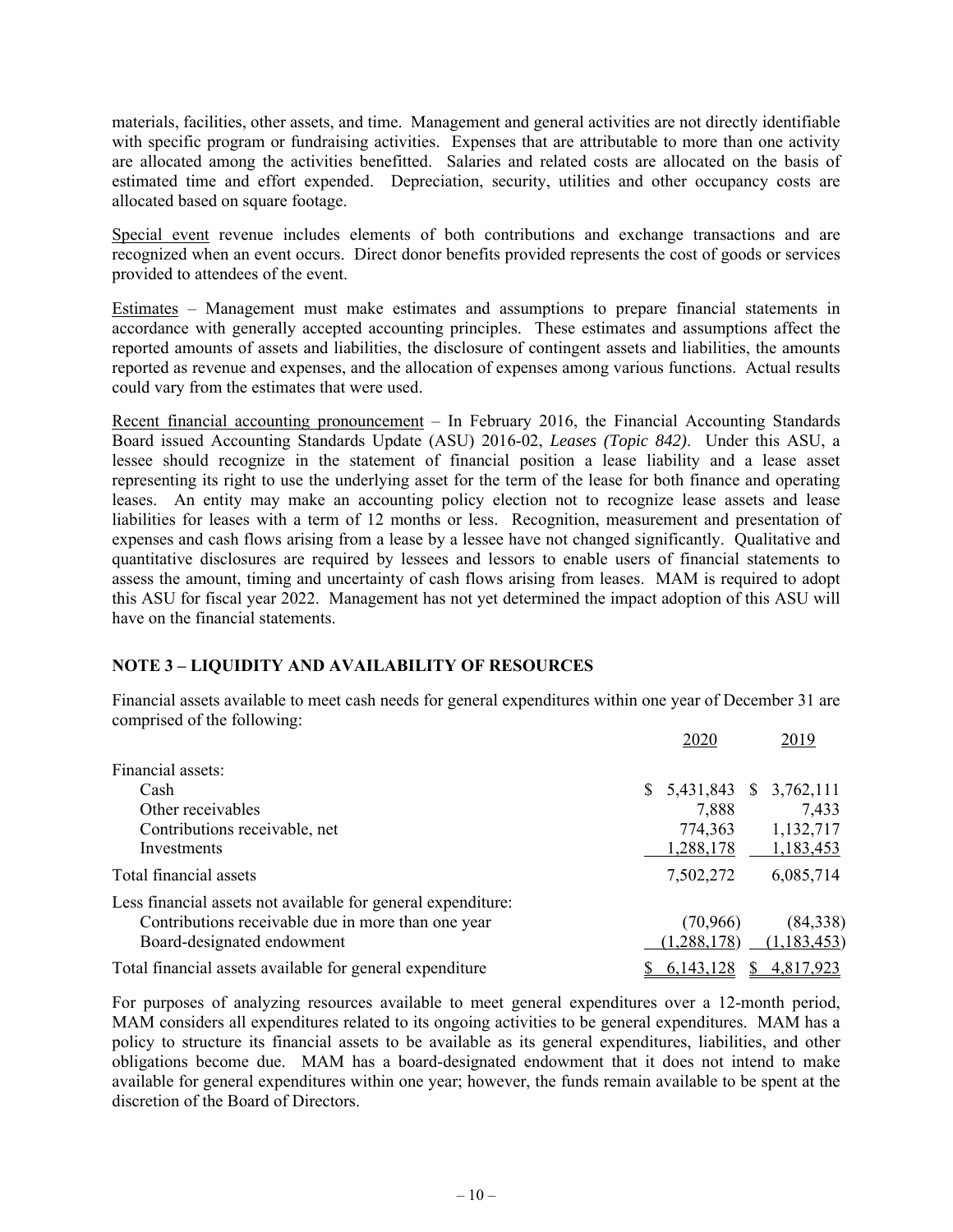materials, facilities, other assets, and time. Management and general activities are not directly identifiable with specific program or fundraising activities. Expenses that are attributable to more than one activity are allocated among the activities benefitted. Salaries and related costs are allocated on the basis of estimated time and effort expended. Depreciation, security, utilities and other occupancy costs are allocated based on square footage.

Special event revenue includes elements of both contributions and exchange transactions and are recognized when an event occurs. Direct donor benefits provided represents the cost of goods or services provided to attendees of the event.

Estimates – Management must make estimates and assumptions to prepare financial statements in accordance with generally accepted accounting principles. These estimates and assumptions affect the reported amounts of assets and liabilities, the disclosure of contingent assets and liabilities, the amounts reported as revenue and expenses, and the allocation of expenses among various functions. Actual results could vary from the estimates that were used.

Recent financial accounting pronouncement – In February 2016, the Financial Accounting Standards Board issued Accounting Standards Update (ASU) 2016-02, *Leases (Topic 842)*. Under this ASU, a lessee should recognize in the statement of financial position a lease liability and a lease asset representing its right to use the underlying asset for the term of the lease for both finance and operating leases. An entity may make an accounting policy election not to recognize lease assets and lease liabilities for leases with a term of 12 months or less. Recognition, measurement and presentation of expenses and cash flows arising from a lease by a lessee have not changed significantly. Qualitative and quantitative disclosures are required by lessees and lessors to enable users of financial statements to assess the amount, timing and uncertainty of cash flows arising from leases. MAM is required to adopt this ASU for fiscal year 2022. Management has not yet determined the impact adoption of this ASU will have on the financial statements.

## NOTE 3 – LIQUIDITY AND AVAILABILITY OF RESOURCES

Financial assets available to meet cash needs for general expenditures within one year of December 31 are comprised of the following:

| | 2020 | 2019 |
|---|---|---|
| Financial assets: | | |
| Cash | $ 5,431,843 | $ 3,762,111 |
| Other receivables | 7,888 | 7,433 |
| Contributions receivable, net | 774,363 | 1,132,717 |
| Investments | 1,288,178 | 1,183,453 |
| Total financial assets | 7,502,272 | 6,085,714 |
| Less financial assets not available for general expenditure: | | |
| Contributions receivable due in more than one year | (70,966) | (84,338) |
| Board-designated endowment | (1,288,178) | (1,183,453) |
| Total financial assets available for general expenditure | $ 6,143,128 | $ 4,817,923 |

For purposes of analyzing resources available to meet general expenditures over a 12-month period, MAM considers all expenditures related to its ongoing activities to be general expenditures. MAM has a policy to structure its financial assets to be available as its general expenditures, liabilities, and other obligations become due. MAM has a board-designated endowment that it does not intend to make available for general expenditures within one year; however, the funds remain available to be spent at the discretion of the Board of Directors.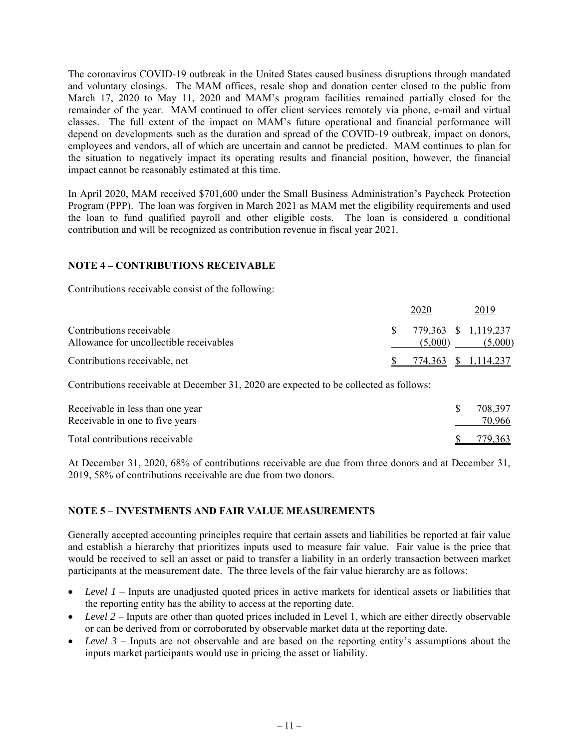The coronavirus COVID-19 outbreak in the United States caused business disruptions through mandated and voluntary closings. The MAM offices, resale shop and donation center closed to the public from March 17, 2020 to May 11, 2020 and MAM's program facilities remained partially closed for the remainder of the year. MAM continued to offer client services remotely via phone, e-mail and virtual classes. The full extent of the impact on MAM's future operational and financial performance will depend on developments such as the duration and spread of the COVID-19 outbreak, impact on donors, employees and vendors, all of which are uncertain and cannot be predicted. MAM continues to plan for the situation to negatively impact its operating results and financial position, however, the financial impact cannot be reasonably estimated at this time.

In April 2020, MAM received $701,600 under the Small Business Administration's Paycheck Protection Program (PPP). The loan was forgiven in March 2021 as MAM met the eligibility requirements and used the loan to fund qualified payroll and other eligible costs. The loan is considered a conditional contribution and will be recognized as contribution revenue in fiscal year 2021.

## NOTE 4 – CONTRIBUTIONS RECEIVABLE

Contributions receivable consist of the following:

| | 2020 | 2019 |
|---|---|---|
| Contributions receivable | $ 779,363 | $ 1,119,237 |
| Allowance for uncollectible receivables | (5,000) | (5,000) |
| Contributions receivable, net | $ 774,363 | $ 1,114,237 |

Contributions receivable at December 31, 2020 are expected to be collected as follows:

| | |
|---|---|
| Receivable in less than one year | $ 708,397 |
| Receivable in one to five years | 70,966 |
| Total contributions receivable | $ 779,363 |

At December 31, 2020, 68% of contributions receivable are due from three donors and at December 31, 2019, 58% of contributions receivable are due from two donors.

## NOTE 5 – INVESTMENTS AND FAIR VALUE MEASUREMENTS

Generally accepted accounting principles require that certain assets and liabilities be reported at fair value and establish a hierarchy that prioritizes inputs used to measure fair value. Fair value is the price that would be received to sell an asset or paid to transfer a liability in an orderly transaction between market participants at the measurement date. The three levels of the fair value hierarchy are as follows:

- *Level 1* – Inputs are unadjusted quoted prices in active markets for identical assets or liabilities that the reporting entity has the ability to access at the reporting date.
- *Level 2* – Inputs are other than quoted prices included in Level 1, which are either directly observable or can be derived from or corroborated by observable market data at the reporting date.
- *Level 3* – Inputs are not observable and are based on the reporting entity's assumptions about the inputs market participants would use in pricing the asset or liability.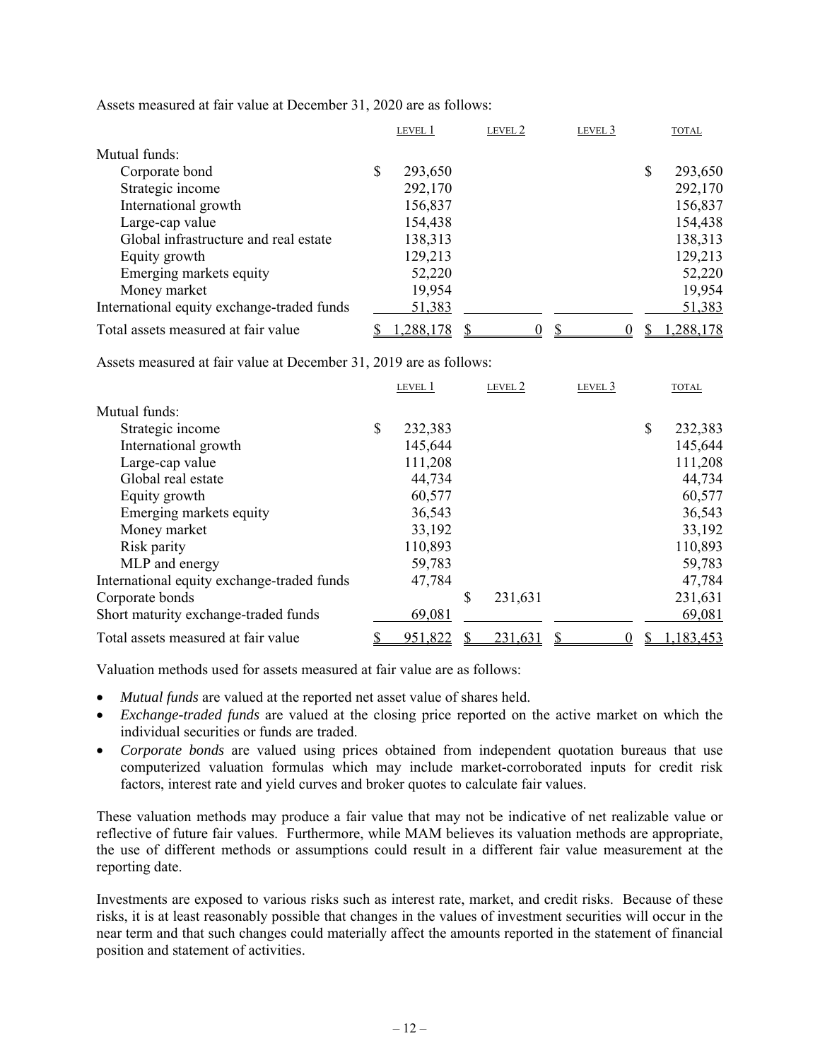Assets measured at fair value at December 31, 2020 are as follows:

| | LEVEL 1 | LEVEL 2 | LEVEL 3 | TOTAL |
|---|---|---|---|---|
| Mutual funds: | | | | |
| Corporate bond | $ 293,650 | | | $ 293,650 |
| Strategic income | 292,170 | | | 292,170 |
| International growth | 156,837 | | | 156,837 |
| Large-cap value | 154,438 | | | 154,438 |
| Global infrastructure and real estate | 138,313 | | | 138,313 |
| Equity growth | 129,213 | | | 129,213 |
| Emerging markets equity | 52,220 | | | 52,220 |
| Money market | 19,954 | | | 19,954 |
| International equity exchange-traded funds | 51,383 | | | 51,383 |
| Total assets measured at fair value | $ 1,288,178 | $ 0 | $ 0 | $ 1,288,178 |

Assets measured at fair value at December 31, 2019 are as follows:

| | LEVEL 1 | LEVEL 2 | LEVEL 3 | TOTAL |
|---|---|---|---|---|
| Mutual funds: | | | | |
| Strategic income | $ 232,383 | | | $ 232,383 |
| International growth | 145,644 | | | 145,644 |
| Large-cap value | 111,208 | | | 111,208 |
| Global real estate | 44,734 | | | 44,734 |
| Equity growth | 60,577 | | | 60,577 |
| Emerging markets equity | 36,543 | | | 36,543 |
| Money market | 33,192 | | | 33,192 |
| Risk parity | 110,893 | | | 110,893 |
| MLP and energy | 59,783 | | | 59,783 |
| International equity exchange-traded funds | 47,784 | | | 47,784 |
| Corporate bonds | | $ 231,631 | | 231,631 |
| Short maturity exchange-traded funds | 69,081 | | | 69,081 |
| Total assets measured at fair value | $ 951,822 | $ 231,631 | $ 0 | $ 1,183,453 |

Valuation methods used for assets measured at fair value are as follows:

- *Mutual funds* are valued at the reported net asset value of shares held.
- *Exchange-traded funds* are valued at the closing price reported on the active market on which the individual securities or funds are traded.
- *Corporate bonds* are valued using prices obtained from independent quotation bureaus that use computerized valuation formulas which may include market-corroborated inputs for credit risk factors, interest rate and yield curves and broker quotes to calculate fair values.

These valuation methods may produce a fair value that may not be indicative of net realizable value or reflective of future fair values. Furthermore, while MAM believes its valuation methods are appropriate, the use of different methods or assumptions could result in a different fair value measurement at the reporting date.

Investments are exposed to various risks such as interest rate, market, and credit risks. Because of these risks, it is at least reasonably possible that changes in the values of investment securities will occur in the near term and that such changes could materially affect the amounts reported in the statement of financial position and statement of activities.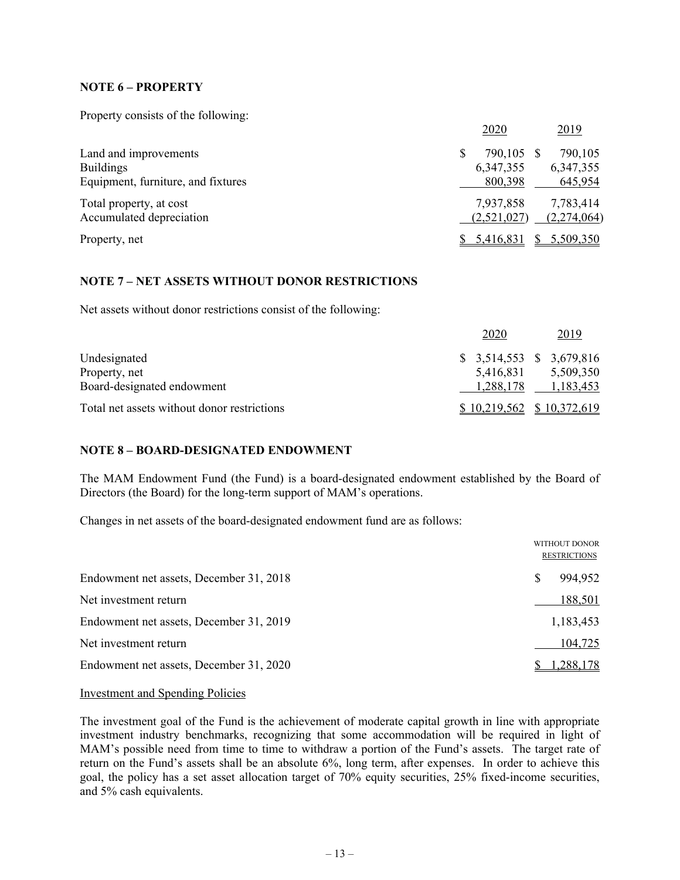## NOTE 6 – PROPERTY

Property consists of the following:

| | 2020 | 2019 |
|---|---|---|
| Land and improvements | $ 790,105 | $ 790,105 |
| Buildings | 6,347,355 | 6,347,355 |
| Equipment, furniture, and fixtures | 800,398 | 645,954 |
| Total property, at cost | 7,937,858 | 7,783,414 |
| Accumulated depreciation | (2,521,027) | (2,274,064) |
| Property, net | $ 5,416,831 | $ 5,509,350 |

## NOTE 7 – NET ASSETS WITHOUT DONOR RESTRICTIONS

Net assets without donor restrictions consist of the following:

| | 2020 | 2019 |
|---|---|---|
| Undesignated | $ 3,514,553 | $ 3,679,816 |
| Property, net | 5,416,831 | 5,509,350 |
| Board-designated endowment | 1,288,178 | 1,183,453 |
| Total net assets without donor restrictions | $ 10,219,562 | $ 10,372,619 |

## NOTE 8 – BOARD-DESIGNATED ENDOWMENT

The MAM Endowment Fund (the Fund) is a board-designated endowment established by the Board of Directors (the Board) for the long-term support of MAM's operations.

Changes in net assets of the board-designated endowment fund are as follows:

| | WITHOUT DONOR RESTRICTIONS |
|---|---|
| Endowment net assets, December 31, 2018 | $ 994,952 |
| Net investment return | 188,501 |
| Endowment net assets, December 31, 2019 | 1,183,453 |
| Net investment return | 104,725 |
| Endowment net assets, December 31, 2020 | $ 1,288,178 |

Investment and Spending Policies

The investment goal of the Fund is the achievement of moderate capital growth in line with appropriate investment industry benchmarks, recognizing that some accommodation will be required in light of MAM's possible need from time to time to withdraw a portion of the Fund's assets. The target rate of return on the Fund's assets shall be an absolute 6%, long term, after expenses. In order to achieve this goal, the policy has a set asset allocation target of 70% equity securities, 25% fixed-income securities, and 5% cash equivalents.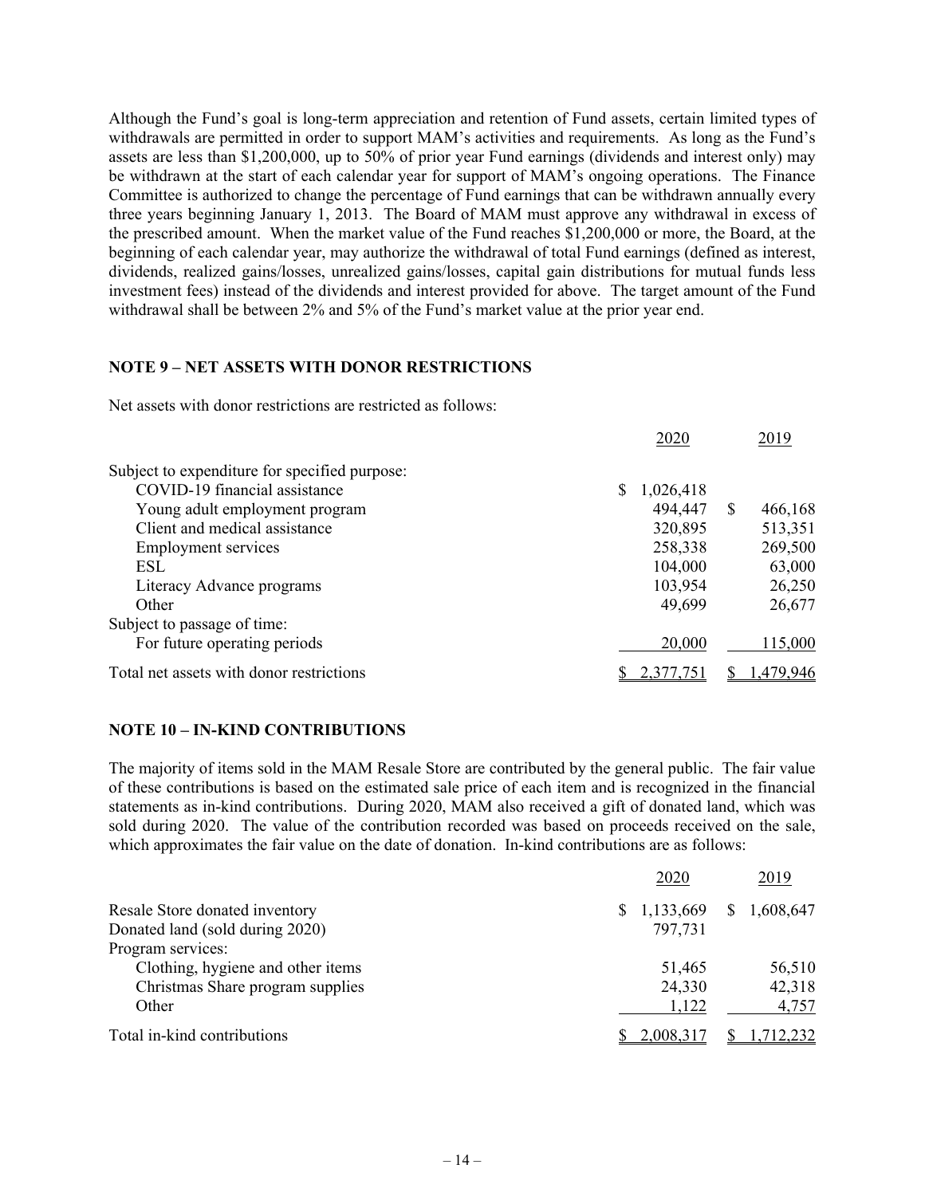Although the Fund's goal is long-term appreciation and retention of Fund assets, certain limited types of withdrawals are permitted in order to support MAM's activities and requirements. As long as the Fund's assets are less than $1,200,000, up to 50% of prior year Fund earnings (dividends and interest only) may be withdrawn at the start of each calendar year for support of MAM's ongoing operations. The Finance Committee is authorized to change the percentage of Fund earnings that can be withdrawn annually every three years beginning January 1, 2013. The Board of MAM must approve any withdrawal in excess of the prescribed amount. When the market value of the Fund reaches $1,200,000 or more, the Board, at the beginning of each calendar year, may authorize the withdrawal of total Fund earnings (defined as interest, dividends, realized gains/losses, unrealized gains/losses, capital gain distributions for mutual funds less investment fees) instead of the dividends and interest provided for above. The target amount of the Fund withdrawal shall be between 2% and 5% of the Fund's market value at the prior year end.

## NOTE 9 – NET ASSETS WITH DONOR RESTRICTIONS

Net assets with donor restrictions are restricted as follows:

| | 2020 | 2019 |
|---|---|---|
| Subject to expenditure for specified purpose: | | |
| COVID-19 financial assistance | $ 1,026,418 | |
| Young adult employment program | 494,447 | $ 466,168 |
| Client and medical assistance | 320,895 | 513,351 |
| Employment services | 258,338 | 269,500 |
| ESL | 104,000 | 63,000 |
| Literacy Advance programs | 103,954 | 26,250 |
| Other | 49,699 | 26,677 |
| Subject to passage of time: | | |
| For future operating periods | 20,000 | 115,000 |
| Total net assets with donor restrictions | $ 2,377,751 | $ 1,479,946 |

## NOTE 10 – IN-KIND CONTRIBUTIONS

The majority of items sold in the MAM Resale Store are contributed by the general public. The fair value of these contributions is based on the estimated sale price of each item and is recognized in the financial statements as in-kind contributions. During 2020, MAM also received a gift of donated land, which was sold during 2020. The value of the contribution recorded was based on proceeds received on the sale, which approximates the fair value on the date of donation. In-kind contributions are as follows:

| | 2020 | 2019 |
|---|---|---|
| Resale Store donated inventory | $ 1,133,669 | $ 1,608,647 |
| Donated land (sold during 2020) | 797,731 | |
| Program services: | | |
| Clothing, hygiene and other items | 51,465 | 56,510 |
| Christmas Share program supplies | 24,330 | 42,318 |
| Other | 1,122 | 4,757 |
| Total in-kind contributions | $ 2,008,317 | $ 1,712,232 |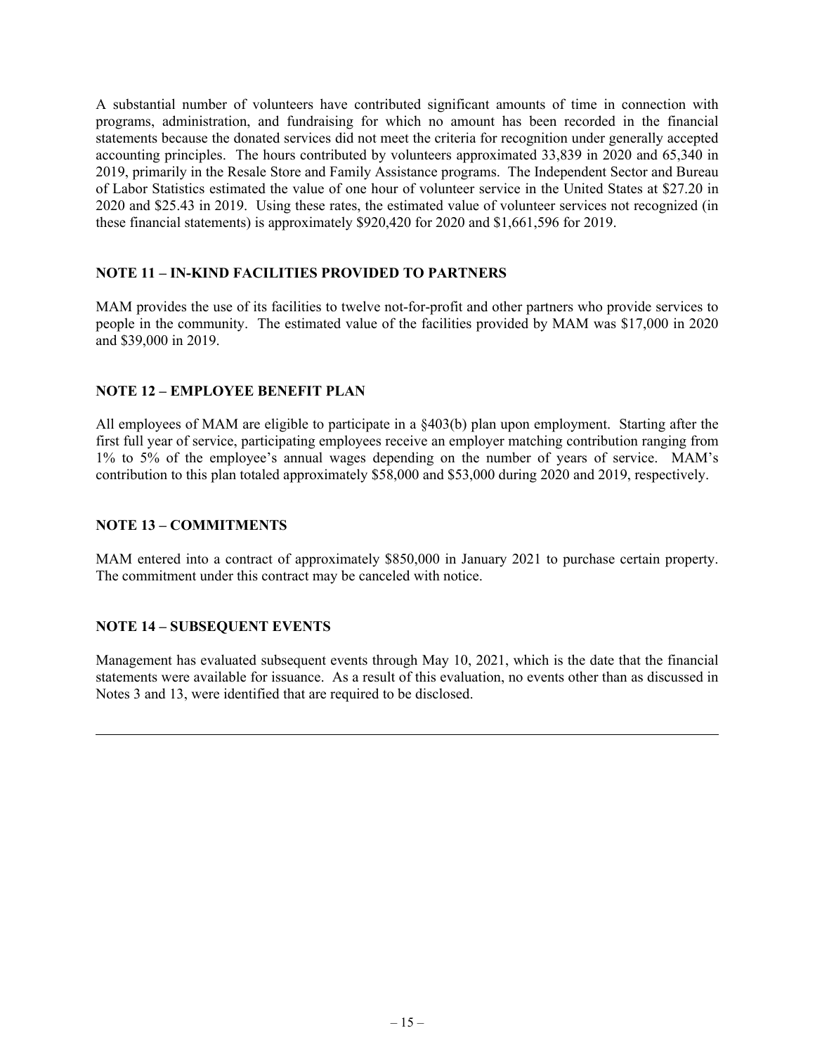A substantial number of volunteers have contributed significant amounts of time in connection with programs, administration, and fundraising for which no amount has been recorded in the financial statements because the donated services did not meet the criteria for recognition under generally accepted accounting principles. The hours contributed by volunteers approximated 33,839 in 2020 and 65,340 in 2019, primarily in the Resale Store and Family Assistance programs. The Independent Sector and Bureau of Labor Statistics estimated the value of one hour of volunteer service in the United States at $27.20 in 2020 and $25.43 in 2019. Using these rates, the estimated value of volunteer services not recognized (in these financial statements) is approximately $920,420 for 2020 and $1,661,596 for 2019.

**NOTE 11 – IN-KIND FACILITIES PROVIDED TO PARTNERS**

MAM provides the use of its facilities to twelve not-for-profit and other partners who provide services to people in the community. The estimated value of the facilities provided by MAM was $17,000 in 2020 and $39,000 in 2019.

**NOTE 12 – EMPLOYEE BENEFIT PLAN**

All employees of MAM are eligible to participate in a §403(b) plan upon employment. Starting after the first full year of service, participating employees receive an employer matching contribution ranging from 1% to 5% of the employee's annual wages depending on the number of years of service. MAM's contribution to this plan totaled approximately $58,000 and $53,000 during 2020 and 2019, respectively.

**NOTE 13 – COMMITMENTS**

MAM entered into a contract of approximately $850,000 in January 2021 to purchase certain property. The commitment under this contract may be canceled with notice.

**NOTE 14 – SUBSEQUENT EVENTS**

Management has evaluated subsequent events through May 10, 2021, which is the date that the financial statements were available for issuance. As a result of this evaluation, no events other than as discussed in Notes 3 and 13, were identified that are required to be disclosed.